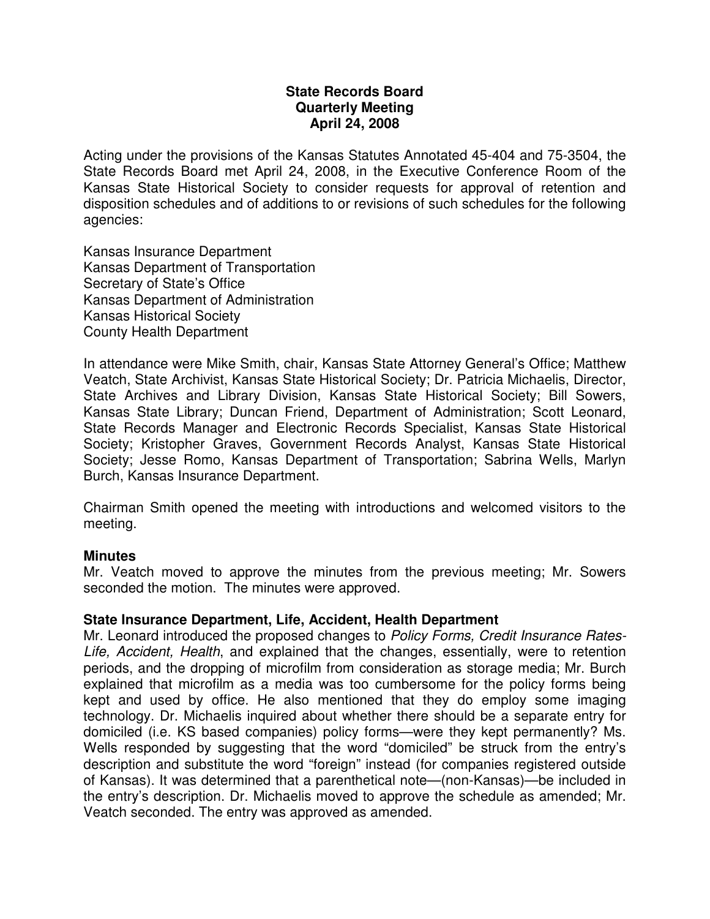**State Records Board**
**Quarterly Meeting**
**April 24, 2008**

Acting under the provisions of the Kansas Statutes Annotated 45-404 and 75-3504, the State Records Board met April 24, 2008, in the Executive Conference Room of the Kansas State Historical Society to consider requests for approval of retention and disposition schedules and of additions to or revisions of such schedules for the following agencies:

Kansas Insurance Department
Kansas Department of Transportation
Secretary of State's Office
Kansas Department of Administration
Kansas Historical Society
County Health Department

In attendance were Mike Smith, chair, Kansas State Attorney General's Office; Matthew Veatch, State Archivist, Kansas State Historical Society; Dr. Patricia Michaelis, Director, State Archives and Library Division, Kansas State Historical Society; Bill Sowers, Kansas State Library; Duncan Friend, Department of Administration; Scott Leonard, State Records Manager and Electronic Records Specialist, Kansas State Historical Society; Kristopher Graves, Government Records Analyst, Kansas State Historical Society; Jesse Romo, Kansas Department of Transportation; Sabrina Wells, Marlyn Burch, Kansas Insurance Department.

Chairman Smith opened the meeting with introductions and welcomed visitors to the meeting.

**Minutes**
Mr. Veatch moved to approve the minutes from the previous meeting; Mr. Sowers seconded the motion. The minutes were approved.

**State Insurance Department, Life, Accident, Health Department**
Mr. Leonard introduced the proposed changes to *Policy Forms, Credit Insurance Rates-Life, Accident, Health*, and explained that the changes, essentially, were to retention periods, and the dropping of microfilm from consideration as storage media; Mr. Burch explained that microfilm as a media was too cumbersome for the policy forms being kept and used by office. He also mentioned that they do employ some imaging technology. Dr. Michaelis inquired about whether there should be a separate entry for domiciled (i.e. KS based companies) policy forms—were they kept permanently? Ms. Wells responded by suggesting that the word "domiciled" be struck from the entry's description and substitute the word "foreign" instead (for companies registered outside of Kansas). It was determined that a parenthetical note—(non-Kansas)—be included in the entry's description. Dr. Michaelis moved to approve the schedule as amended; Mr. Veatch seconded. The entry was approved as amended.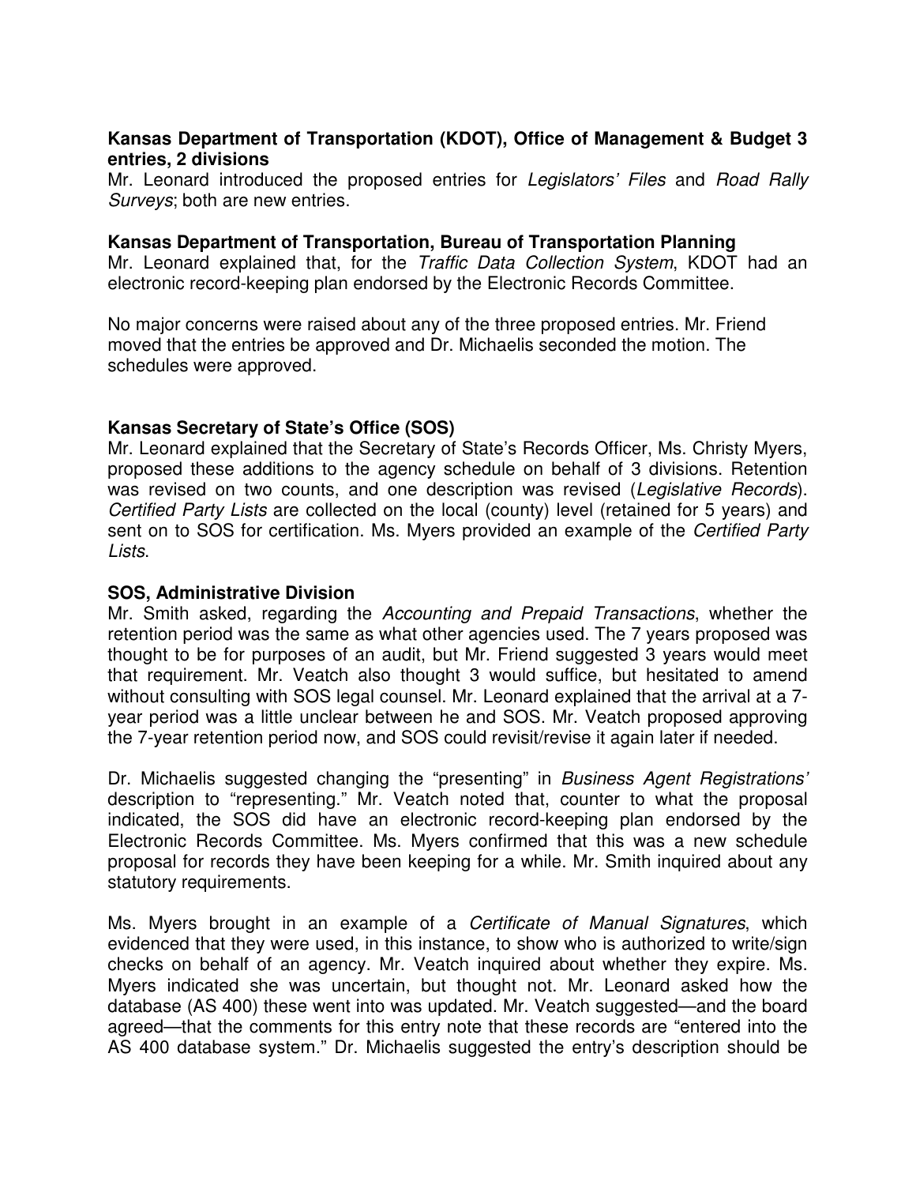**Kansas Department of Transportation (KDOT), Office of Management & Budget 3 entries, 2 divisions**

Mr. Leonard introduced the proposed entries for *Legislators' Files* and *Road Rally Surveys*; both are new entries.

**Kansas Department of Transportation, Bureau of Transportation Planning**

Mr. Leonard explained that, for the *Traffic Data Collection System*, KDOT had an electronic record-keeping plan endorsed by the Electronic Records Committee.

No major concerns were raised about any of the three proposed entries. Mr. Friend moved that the entries be approved and Dr. Michaelis seconded the motion. The schedules were approved.

**Kansas Secretary of State's Office (SOS)**

Mr. Leonard explained that the Secretary of State's Records Officer, Ms. Christy Myers, proposed these additions to the agency schedule on behalf of 3 divisions. Retention was revised on two counts, and one description was revised (*Legislative Records*). *Certified Party Lists* are collected on the local (county) level (retained for 5 years) and sent on to SOS for certification. Ms. Myers provided an example of the *Certified Party Lists*.

**SOS, Administrative Division**

Mr. Smith asked, regarding the *Accounting and Prepaid Transactions*, whether the retention period was the same as what other agencies used. The 7 years proposed was thought to be for purposes of an audit, but Mr. Friend suggested 3 years would meet that requirement. Mr. Veatch also thought 3 would suffice, but hesitated to amend without consulting with SOS legal counsel. Mr. Leonard explained that the arrival at a 7-year period was a little unclear between he and SOS. Mr. Veatch proposed approving the 7-year retention period now, and SOS could revisit/revise it again later if needed.

Dr. Michaelis suggested changing the "presenting" in *Business Agent Registrations'* description to "representing." Mr. Veatch noted that, counter to what the proposal indicated, the SOS did have an electronic record-keeping plan endorsed by the Electronic Records Committee. Ms. Myers confirmed that this was a new schedule proposal for records they have been keeping for a while. Mr. Smith inquired about any statutory requirements.

Ms. Myers brought in an example of a *Certificate of Manual Signatures*, which evidenced that they were used, in this instance, to show who is authorized to write/sign checks on behalf of an agency. Mr. Veatch inquired about whether they expire. Ms. Myers indicated she was uncertain, but thought not. Mr. Leonard asked how the database (AS 400) these went into was updated. Mr. Veatch suggested—and the board agreed—that the comments for this entry note that these records are "entered into the AS 400 database system." Dr. Michaelis suggested the entry's description should be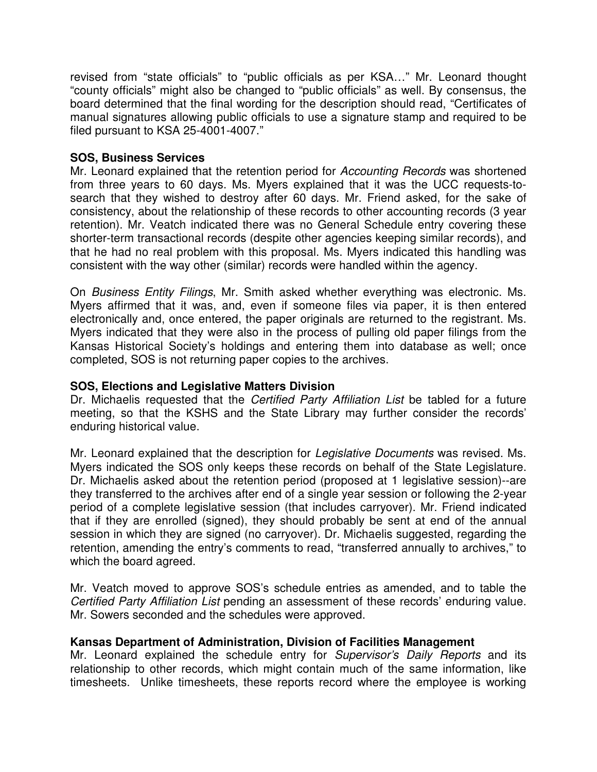revised from "state officials" to "public officials as per KSA…" Mr. Leonard thought "county officials" might also be changed to "public officials" as well. By consensus, the board determined that the final wording for the description should read, "Certificates of manual signatures allowing public officials to use a signature stamp and required to be filed pursuant to KSA 25-4001-4007."

**SOS, Business Services**

Mr. Leonard explained that the retention period for *Accounting Records* was shortened from three years to 60 days. Ms. Myers explained that it was the UCC requests-to-search that they wished to destroy after 60 days. Mr. Friend asked, for the sake of consistency, about the relationship of these records to other accounting records (3 year retention). Mr. Veatch indicated there was no General Schedule entry covering these shorter-term transactional records (despite other agencies keeping similar records), and that he had no real problem with this proposal. Ms. Myers indicated this handling was consistent with the way other (similar) records were handled within the agency.

On *Business Entity Filings*, Mr. Smith asked whether everything was electronic. Ms. Myers affirmed that it was, and, even if someone files via paper, it is then entered electronically and, once entered, the paper originals are returned to the registrant. Ms. Myers indicated that they were also in the process of pulling old paper filings from the Kansas Historical Society's holdings and entering them into database as well; once completed, SOS is not returning paper copies to the archives.

**SOS, Elections and Legislative Matters Division**

Dr. Michaelis requested that the *Certified Party Affiliation List* be tabled for a future meeting, so that the KSHS and the State Library may further consider the records' enduring historical value.

Mr. Leonard explained that the description for *Legislative Documents* was revised. Ms. Myers indicated the SOS only keeps these records on behalf of the State Legislature. Dr. Michaelis asked about the retention period (proposed at 1 legislative session)--are they transferred to the archives after end of a single year session or following the 2-year period of a complete legislative session (that includes carryover). Mr. Friend indicated that if they are enrolled (signed), they should probably be sent at end of the annual session in which they are signed (no carryover). Dr. Michaelis suggested, regarding the retention, amending the entry's comments to read, "transferred annually to archives," to which the board agreed.

Mr. Veatch moved to approve SOS's schedule entries as amended, and to table the *Certified Party Affiliation List* pending an assessment of these records' enduring value. Mr. Sowers seconded and the schedules were approved.

**Kansas Department of Administration, Division of Facilities Management**

Mr. Leonard explained the schedule entry for *Supervisor's Daily Reports* and its relationship to other records, which might contain much of the same information, like timesheets. Unlike timesheets, these reports record where the employee is working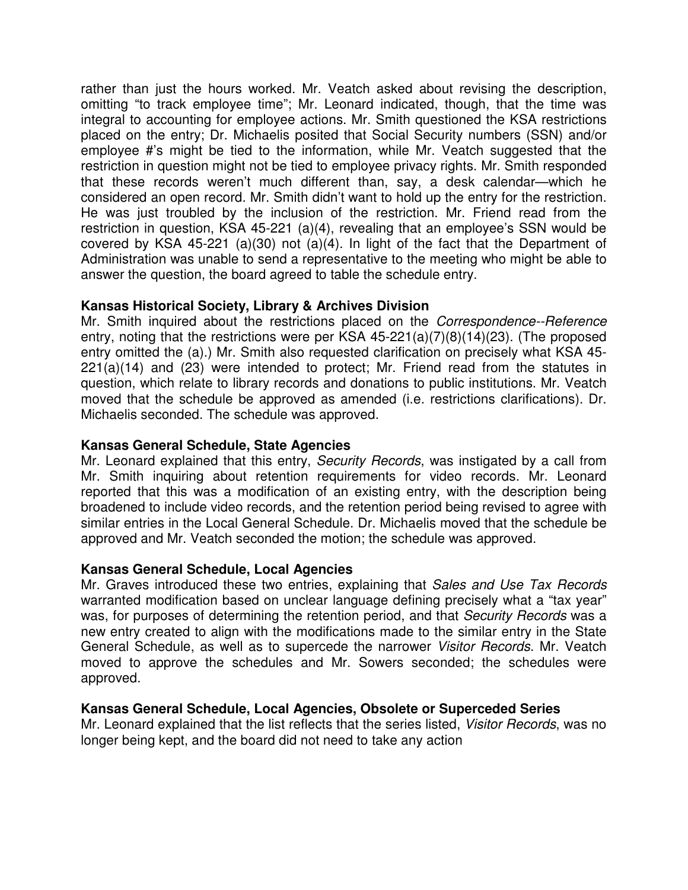rather than just the hours worked. Mr. Veatch asked about revising the description, omitting "to track employee time"; Mr. Leonard indicated, though, that the time was integral to accounting for employee actions. Mr. Smith questioned the KSA restrictions placed on the entry; Dr. Michaelis posited that Social Security numbers (SSN) and/or employee #'s might be tied to the information, while Mr. Veatch suggested that the restriction in question might not be tied to employee privacy rights. Mr. Smith responded that these records weren't much different than, say, a desk calendar—which he considered an open record. Mr. Smith didn't want to hold up the entry for the restriction. He was just troubled by the inclusion of the restriction. Mr. Friend read from the restriction in question, KSA 45-221 (a)(4), revealing that an employee's SSN would be covered by KSA 45-221 (a)(30) not (a)(4). In light of the fact that the Department of Administration was unable to send a representative to the meeting who might be able to answer the question, the board agreed to table the schedule entry.

**Kansas Historical Society, Library & Archives Division**
Mr. Smith inquired about the restrictions placed on the *Correspondence--Reference* entry, noting that the restrictions were per KSA 45-221(a)(7)(8)(14)(23). (The proposed entry omitted the (a).) Mr. Smith also requested clarification on precisely what KSA 45-221(a)(14) and (23) were intended to protect; Mr. Friend read from the statutes in question, which relate to library records and donations to public institutions. Mr. Veatch moved that the schedule be approved as amended (i.e. restrictions clarifications). Dr. Michaelis seconded. The schedule was approved.

**Kansas General Schedule, State Agencies**
Mr. Leonard explained that this entry, *Security Records*, was instigated by a call from Mr. Smith inquiring about retention requirements for video records. Mr. Leonard reported that this was a modification of an existing entry, with the description being broadened to include video records, and the retention period being revised to agree with similar entries in the Local General Schedule. Dr. Michaelis moved that the schedule be approved and Mr. Veatch seconded the motion; the schedule was approved.

**Kansas General Schedule, Local Agencies**
Mr. Graves introduced these two entries, explaining that *Sales and Use Tax Records* warranted modification based on unclear language defining precisely what a "tax year" was, for purposes of determining the retention period, and that *Security Records* was a new entry created to align with the modifications made to the similar entry in the State General Schedule, as well as to supercede the narrower *Visitor Records*. Mr. Veatch moved to approve the schedules and Mr. Sowers seconded; the schedules were approved.

**Kansas General Schedule, Local Agencies, Obsolete or Superceded Series**
Mr. Leonard explained that the list reflects that the series listed, *Visitor Records*, was no longer being kept, and the board did not need to take any action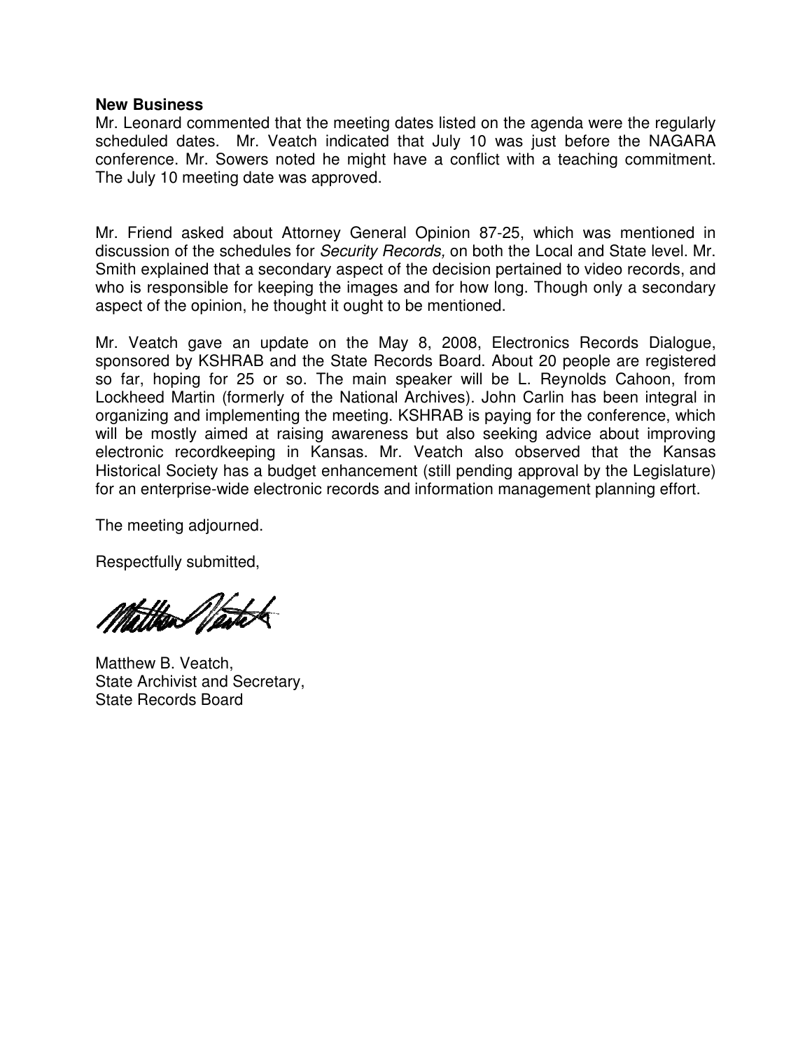**New Business**

Mr. Leonard commented that the meeting dates listed on the agenda were the regularly scheduled dates. Mr. Veatch indicated that July 10 was just before the NAGARA conference. Mr. Sowers noted he might have a conflict with a teaching commitment. The July 10 meeting date was approved.

Mr. Friend asked about Attorney General Opinion 87-25, which was mentioned in discussion of the schedules for *Security Records,* on both the Local and State level. Mr. Smith explained that a secondary aspect of the decision pertained to video records, and who is responsible for keeping the images and for how long. Though only a secondary aspect of the opinion, he thought it ought to be mentioned.

Mr. Veatch gave an update on the May 8, 2008, Electronics Records Dialogue, sponsored by KSHRAB and the State Records Board. About 20 people are registered so far, hoping for 25 or so. The main speaker will be L. Reynolds Cahoon, from Lockheed Martin (formerly of the National Archives). John Carlin has been integral in organizing and implementing the meeting. KSHRAB is paying for the conference, which will be mostly aimed at raising awareness but also seeking advice about improving electronic recordkeeping in Kansas. Mr. Veatch also observed that the Kansas Historical Society has a budget enhancement (still pending approval by the Legislature) for an enterprise-wide electronic records and information management planning effort.

The meeting adjourned.

Respectfully submitted,

Matthew B. Veatch,
State Archivist and Secretary,
State Records Board